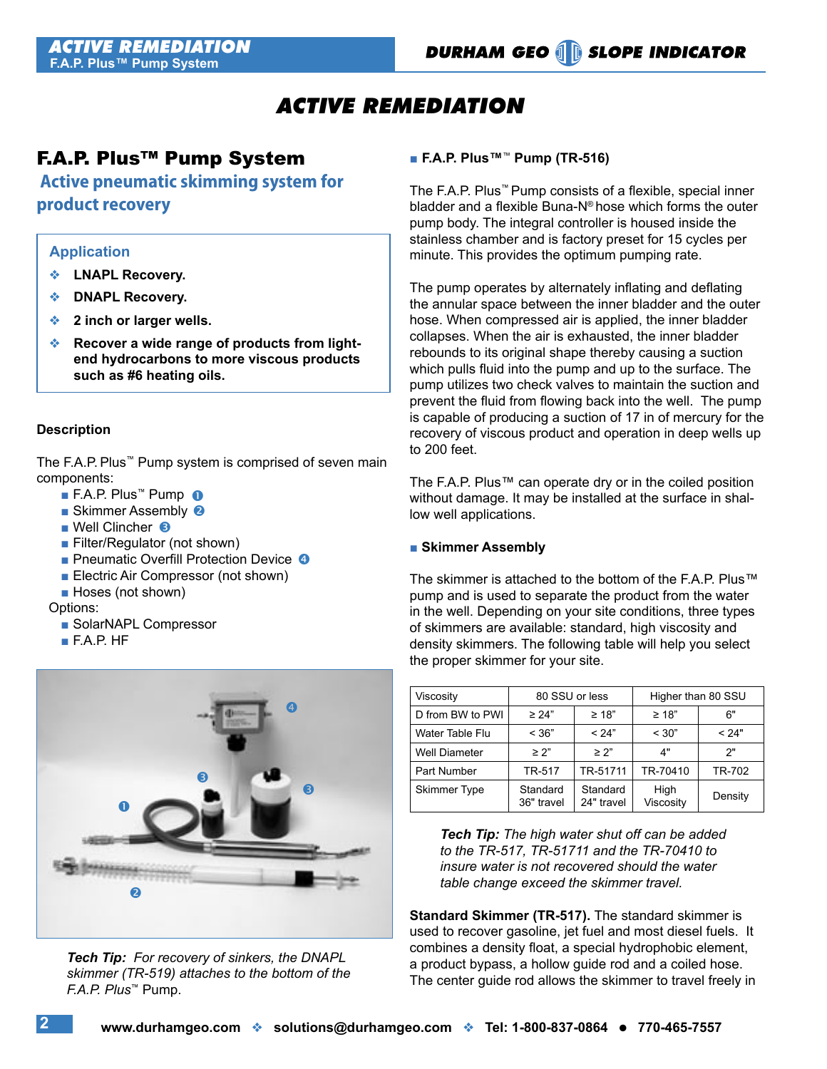# ACTIVE REMEDIATION

## F.A.P. Plus™ Pump System

### Active pneumatic skimming system for product recovery

**Application**

- **LNAPL Recovery.**
- **DNAPL Recovery.**
- **2 inch or larger wells.**
- **Recover a wide range of products from light-end hydrocarbons to more viscous products such as #6 heating oils.**

**Description**

The F.A.P. Plus™ Pump system is comprised of seven main components:

- F.A.P. Plus™ Pump ❶
- Skimmer Assembly ❷
- Well Clincher ❸
- Filter/Regulator (not shown)
- Pneumatic Overfill Protection Device ❹
- Electric Air Compressor (not shown)
- Hoses (not shown)

Options:

- SolarNAPL Compressor
- F.A.P. HF

***Tech Tip:** For recovery of sinkers, the DNAPL skimmer (TR-519) attaches to the bottom of the F.A.P. Plus™ Pump.*

**F.A.P. Plus™™ Pump (TR-516)**

The F.A.P. Plus™ Pump consists of a flexible, special inner bladder and a flexible Buna-N® hose which forms the outer pump body. The integral controller is housed inside the stainless chamber and is factory preset for 15 cycles per minute. This provides the optimum pumping rate.

The pump operates by alternately inflating and deflating the annular space between the inner bladder and the outer hose. When compressed air is applied, the inner bladder collapses. When the air is exhausted, the inner bladder rebounds to its original shape thereby causing a suction which pulls fluid into the pump and up to the surface. The pump utilizes two check valves to maintain the suction and prevent the fluid from flowing back into the well. The pump is capable of producing a suction of 17 in of mercury for the recovery of viscous product and operation in deep wells up to 200 feet.

The F.A.P. Plus™ can operate dry or in the coiled position without damage. It may be installed at the surface in shallow well applications.

**Skimmer Assembly**

The skimmer is attached to the bottom of the F.A.P. Plus™ pump and is used to separate the product from the water in the well. Depending on your site conditions, three types of skimmers are available: standard, high viscosity and density skimmers. The following table will help you select the proper skimmer for your site.

| Viscosity | 80 SSU or less | | Higher than 80 SSU | |
|---|---|---|---|---|
| D from BW to PWI | ≥ 24" | ≥ 18" | ≥ 18" | 6" |
| Water Table Flu | < 36" | < 24" | < 30" | < 24" |
| Well Diameter | ≥ 2" | ≥ 2" | 4" | 2" |
| Part Number | TR-517 | TR-51711 | TR-70410 | TR-702 |
| Skimmer Type | Standard 36" travel | Standard 24" travel | High Viscosity | Density |

***Tech Tip:** The high water shut off can be added to the TR-517, TR-51711 and the TR-70410 to insure water is not recovered should the water table change exceed the skimmer travel.*

**Standard Skimmer (TR-517).** The standard skimmer is used to recover gasoline, jet fuel and most diesel fuels. It combines a density float, a special hydrophobic element, a product bypass, a hollow guide rod and a coiled hose. The center guide rod allows the skimmer to travel freely in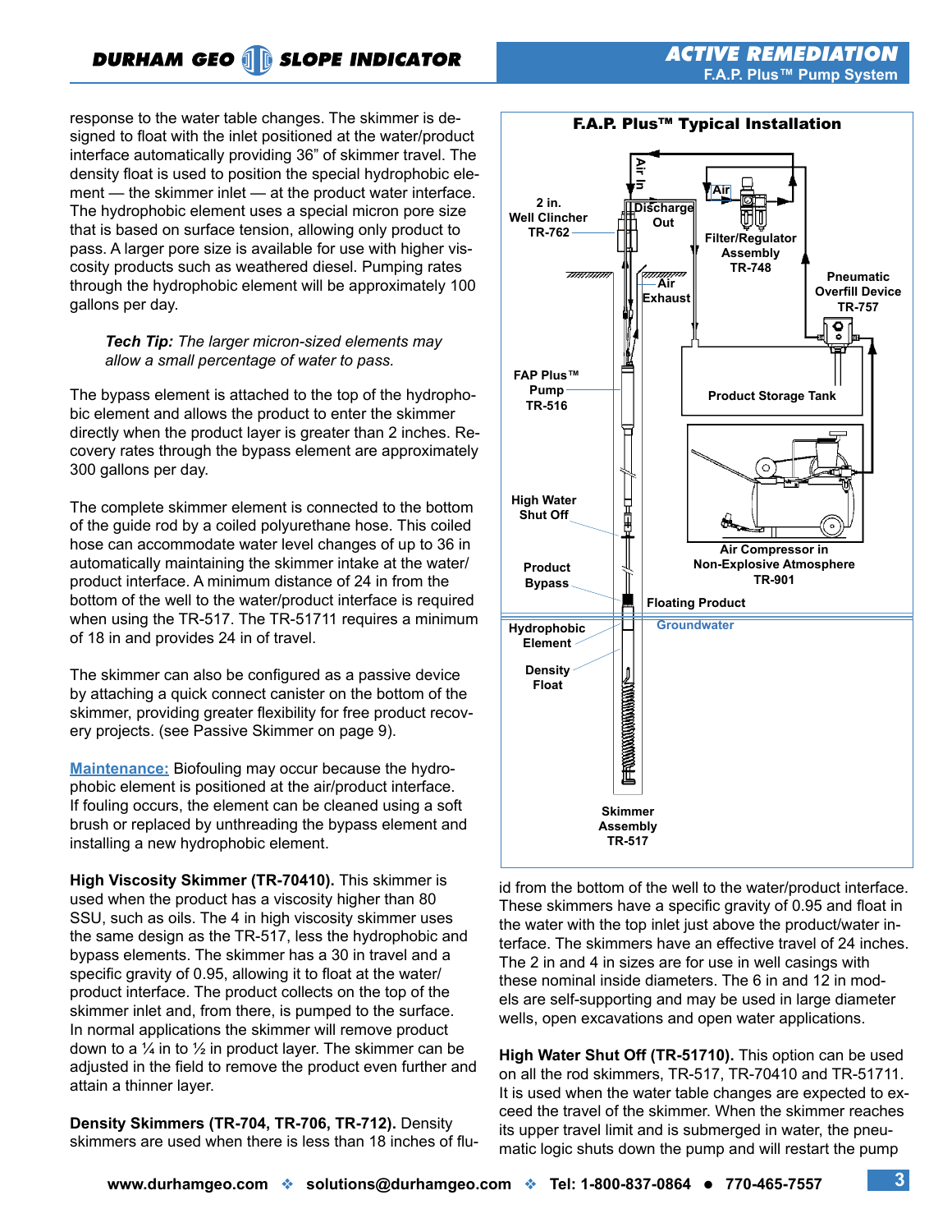response to the water table changes. The skimmer is designed to float with the inlet positioned at the water/product interface automatically providing 36" of skimmer travel. The density float is used to position the special hydrophobic element — the skimmer inlet — at the product water interface. The hydrophobic element uses a special micron pore size that is based on surface tension, allowing only product to pass. A larger pore size is available for use with higher viscosity products such as weathered diesel. Pumping rates through the hydrophobic element will be approximately 100 gallons per day.

> ***Tech Tip:*** *The larger micron-sized elements may allow a small percentage of water to pass.*

The bypass element is attached to the top of the hydrophobic element and allows the product to enter the skimmer directly when the product layer is greater than 2 inches. Recovery rates through the bypass element are approximately 300 gallons per day.

The complete skimmer element is connected to the bottom of the guide rod by a coiled polyurethane hose. This coiled hose can accommodate water level changes of up to 36 in automatically maintaining the skimmer intake at the water/product interface. A minimum distance of 24 in from the bottom of the well to the water/product interface is required when using the TR-517. The TR-51711 requires a minimum of 18 in and provides 24 in of travel.

The skimmer can also be configured as a passive device by attaching a quick connect canister on the bottom of the skimmer, providing greater flexibility for free product recovery projects. (see Passive Skimmer on page 9).

**Maintenance:** Biofouling may occur because the hydrophobic element is positioned at the air/product interface. If fouling occurs, the element can be cleaned using a soft brush or replaced by unthreading the bypass element and installing a new hydrophobic element.

**High Viscosity Skimmer (TR-70410).** This skimmer is used when the product has a viscosity higher than 80 SSU, such as oils. The 4 in high viscosity skimmer uses the same design as the TR-517, less the hydrophobic and bypass elements. The skimmer has a 30 in travel and a specific gravity of 0.95, allowing it to float at the water/product interface. The product collects on the top of the skimmer inlet and, from there, is pumped to the surface. In normal applications the skimmer will remove product down to a ¼ in to ½ in product layer. The skimmer can be adjusted in the field to remove the product even further and attain a thinner layer.

**Density Skimmers (TR-704, TR-706, TR-712).** Density skimmers are used when there is less than 18 inches of fluid from the bottom of the well to the water/product interface. These skimmers have a specific gravity of 0.95 and float in the water with the top inlet just above the product/water interface. The skimmers have an effective travel of 24 inches. The 2 in and 4 in sizes are for use in well casings with these nominal inside diameters. The 6 in and 12 in models are self-supporting and may be used in large diameter wells, open excavations and open water applications.

**F.A.P. Plus™ Typical Installation**

Air In; Discharge Out; Air; Filter/Regulator Assembly TR-748; 2 in. Well Clincher TR-762; Air Exhaust; Pneumatic Overfill Device TR-757; Product Storage Tank; FAP Plus™ Pump TR-516; Air Compressor in Non-Explosive Atmosphere TR-901; High Water Shut Off; Product Bypass; Floating Product; Groundwater; Hydrophobic Element; Density Float; Skimmer Assembly TR-517

**High Water Shut Off (TR-51710).** This option can be used on all the rod skimmers, TR-517, TR-70410 and TR-51711. It is used when the water table changes are expected to exceed the travel of the skimmer. When the skimmer reaches its upper travel limit and is submerged in water, the pneumatic logic shuts down the pump and will restart the pump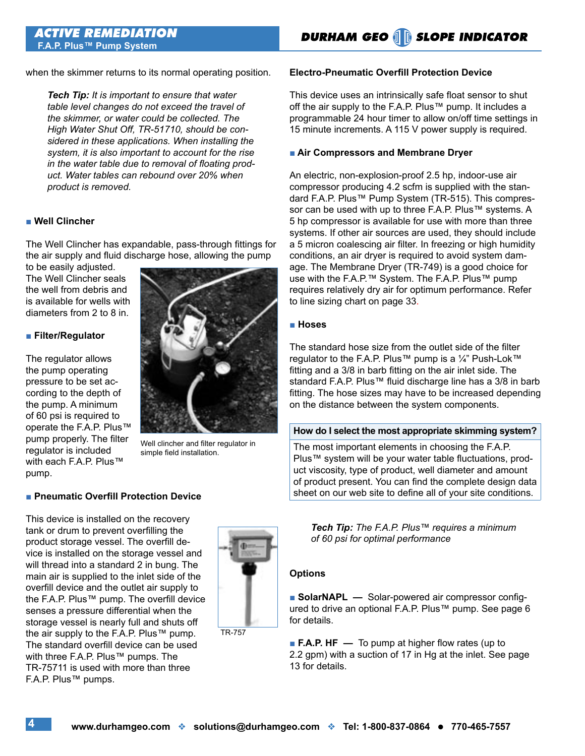when the skimmer returns to its normal operating position.

> ***Tech Tip:*** *It is important to ensure that water table level changes do not exceed the travel of the skimmer, or water could be collected. The High Water Shut Off, TR-51710, should be considered in these applications. When installing the system, it is also important to account for the rise in the water table due to removal of floating product. Water tables can rebound over 20% when product is removed.*

### ■ Well Clincher

The Well Clincher has expandable, pass-through fittings for the air supply and fluid discharge hose, allowing the pump to be easily adjusted. The Well Clincher seals the well from debris and is available for wells with diameters from 2 to 8 in.

Well clincher and filter regulator in simple field installation.

### ■ Filter/Regulator

The regulator allows the pump operating pressure to be set according to the depth of the pump. A minimum of 60 psi is required to operate the F.A.P. Plus™ pump properly. The filter regulator is included with each F.A.P. Plus™ pump.

### ■ Pneumatic Overfill Protection Device

This device is installed on the recovery tank or drum to prevent overfilling the product storage vessel. The overfill device is installed on the storage vessel and will thread into a standard 2 in bung. The main air is supplied to the inlet side of the overfill device and the outlet air supply to the F.A.P. Plus™ pump. The overfill device senses a pressure differential when the storage vessel is nearly full and shuts off the air supply to the F.A.P. Plus™ pump. The standard overfill device can be used with three F.A.P. Plus™ pumps. The TR-75711 is used with more than three F.A.P. Plus™ pumps.

TR-757

### Electro-Pneumatic Overfill Protection Device

This device uses an intrinsically safe float sensor to shut off the air supply to the F.A.P. Plus™ pump. It includes a programmable 24 hour timer to allow on/off time settings in 15 minute increments. A 115 V power supply is required.

### ■ Air Compressors and Membrane Dryer

An electric, non-explosion-proof 2.5 hp, indoor-use air compressor producing 4.2 scfm is supplied with the standard F.A.P. Plus™ Pump System (TR-515). This compressor can be used with up to three F.A.P. Plus™ systems. A 5 hp compressor is available for use with more than three systems. If other air sources are used, they should include a 5 micron coalescing air filter. In freezing or high humidity conditions, an air dryer is required to avoid system damage. The Membrane Dryer (TR-749) is a good choice for use with the F.A.P.™ System. The F.A.P. Plus™ pump requires relatively dry air for optimum performance. Refer to line sizing chart on page 33.

### ■ Hoses

The standard hose size from the outlet side of the filter regulator to the F.A.P. Plus™ pump is a ¼" Push-Lok™ fitting and a 3/8 in barb fitting on the air inlet side. The standard F.A.P. Plus™ fluid discharge line has a 3/8 in barb fitting. The hose sizes may have to be increased depending on the distance between the system components.

**How do I select the most appropriate skimming system?**

The most important elements in choosing the F.A.P. Plus™ system will be your water table fluctuations, product viscosity, type of product, well diameter and amount of product present. You can find the complete design data sheet on our web site to define all of your site conditions.

> ***Tech Tip:*** *The F.A.P. Plus™ requires a minimum of 60 psi for optimal performance*

### Options

■ **SolarNAPL** — Solar-powered air compressor configured to drive an optional F.A.P. Plus™ pump. See page 6 for details.

■ **F.A.P. HF** — To pump at higher flow rates (up to 2.2 gpm) with a suction of 17 in Hg at the inlet. See page 13 for details.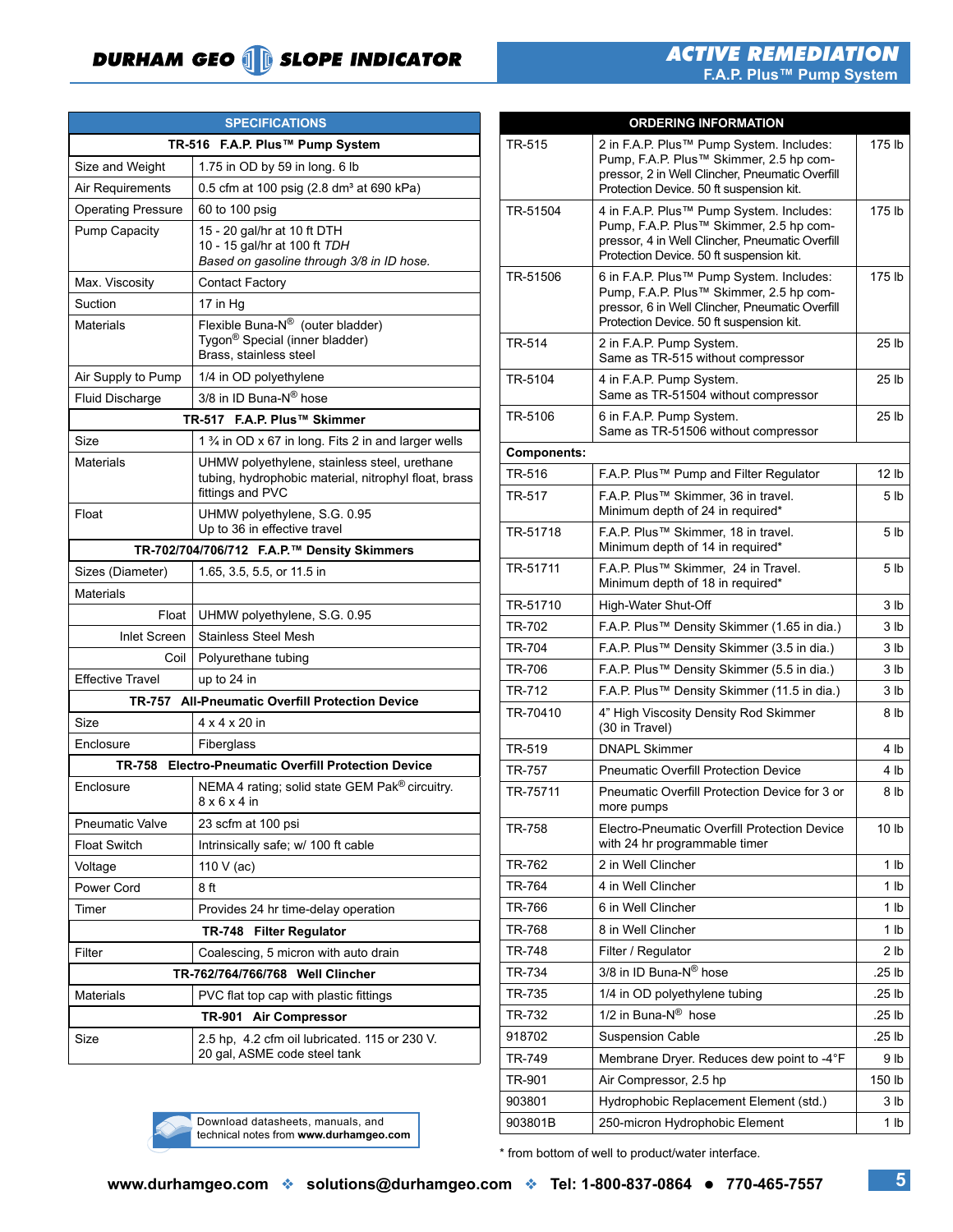## SPECIFICATIONS

| | |
|---|---|
| **TR-516 F.A.P. Plus™ Pump System** | |
| Size and Weight | 1.75 in OD by 59 in long. 6 lb |
| Air Requirements | 0.5 cfm at 100 psig (2.8 dm³ at 690 kPa) |
| Operating Pressure | 60 to 100 psig |
| Pump Capacity | 15 - 20 gal/hr at 10 ft DTH<br>10 - 15 gal/hr at 100 ft *TDH*<br>*Based on gasoline through 3/8 in ID hose.* |
| Max. Viscosity | Contact Factory |
| Suction | 17 in Hg |
| Materials | Flexible Buna-N® (outer bladder)<br>Tygon® Special (inner bladder)<br>Brass, stainless steel |
| Air Supply to Pump | 1/4 in OD polyethylene |
| Fluid Discharge | 3/8 in ID Buna-N® hose |
| **TR-517 F.A.P. Plus™ Skimmer** | |
| Size | 1 ¾ in OD x 67 in long. Fits 2 in and larger wells |
| Materials | UHMW polyethylene, stainless steel, urethane tubing, hydrophobic material, nitrophyl float, brass fittings and PVC |
| Float | UHMW polyethylene, S.G. 0.95<br>Up to 36 in effective travel |
| **TR-702/704/706/712 F.A.P.™ Density Skimmers** | |
| Sizes (Diameter) | 1.65, 3.5, 5.5, or 11.5 in |
| Materials | |
| Float | UHMW polyethylene, S.G. 0.95 |
| Inlet Screen | Stainless Steel Mesh |
| Coil | Polyurethane tubing |
| Effective Travel | up to 24 in |
| **TR-757 All-Pneumatic Overfill Protection Device** | |
| Size | 4 x 4 x 20 in |
| Enclosure | Fiberglass |
| **TR-758 Electro-Pneumatic Overfill Protection Device** | |
| Enclosure | NEMA 4 rating; solid state GEM Pak® circuitry.<br>8 x 6 x 4 in |
| Pneumatic Valve | 23 scfm at 100 psi |
| Float Switch | Intrinsically safe; w/ 100 ft cable |
| Voltage | 110 V (ac) |
| Power Cord | 8 ft |
| Timer | Provides 24 hr time-delay operation |
| **TR-748 Filter Regulator** | |
| Filter | Coalescing, 5 micron with auto drain |
| **TR-762/764/766/768 Well Clincher** | |
| Materials | PVC flat top cap with plastic fittings |
| **TR-901 Air Compressor** | |
| Size | 2.5 hp, 4.2 cfm oil lubricated. 115 or 230 V.<br>20 gal, ASME code steel tank |

Download datasheets, manuals, and technical notes from **www.durhamgeo.com**

## ORDERING INFORMATION

| | | |
|---|---|---|
| TR-515 | 2 in F.A.P. Plus™ Pump System. Includes: Pump, F.A.P. Plus™ Skimmer, 2.5 hp compressor, 2 in Well Clincher, Pneumatic Overfill Protection Device. 50 ft suspension kit. | 175 lb |
| TR-51504 | 4 in F.A.P. Plus™ Pump System. Includes: Pump, F.A.P. Plus™ Skimmer, 2.5 hp compressor, 4 in Well Clincher, Pneumatic Overfill Protection Device. 50 ft suspension kit. | 175 lb |
| TR-51506 | 6 in F.A.P. Plus™ Pump System. Includes: Pump, F.A.P. Plus™ Skimmer, 2.5 hp compressor, 6 in Well Clincher, Pneumatic Overfill Protection Device. 50 ft suspension kit. | 175 lb |
| TR-514 | 2 in F.A.P. Pump System.<br>Same as TR-515 without compressor | 25 lb |
| TR-5104 | 4 in F.A.P. Pump System.<br>Same as TR-51504 without compressor | 25 lb |
| TR-5106 | 6 in F.A.P. Pump System.<br>Same as TR-51506 without compressor | 25 lb |
| **Components:** | | |
| TR-516 | F.A.P. Plus™ Pump and Filter Regulator | 12 lb |
| TR-517 | F.A.P. Plus™ Skimmer, 36 in travel.<br>Minimum depth of 24 in required* | 5 lb |
| TR-51718 | F.A.P. Plus™ Skimmer, 18 in travel.<br>Minimum depth of 14 in required* | 5 lb |
| TR-51711 | F.A.P. Plus™ Skimmer, 24 in Travel.<br>Minimum depth of 18 in required* | 5 lb |
| TR-51710 | High-Water Shut-Off | 3 lb |
| TR-702 | F.A.P. Plus™ Density Skimmer (1.65 in dia.) | 3 lb |
| TR-704 | F.A.P. Plus™ Density Skimmer (3.5 in dia.) | 3 lb |
| TR-706 | F.A.P. Plus™ Density Skimmer (5.5 in dia.) | 3 lb |
| TR-712 | F.A.P. Plus™ Density Skimmer (11.5 in dia.) | 3 lb |
| TR-70410 | 4" High Viscosity Density Rod Skimmer (30 in Travel) | 8 lb |
| TR-519 | DNAPL Skimmer | 4 lb |
| TR-757 | Pneumatic Overfill Protection Device | 4 lb |
| TR-75711 | Pneumatic Overfill Protection Device for 3 or more pumps | 8 lb |
| TR-758 | Electro-Pneumatic Overfill Protection Device with 24 hr programmable timer | 10 lb |
| TR-762 | 2 in Well Clincher | 1 lb |
| TR-764 | 4 in Well Clincher | 1 lb |
| TR-766 | 6 in Well Clincher | 1 lb |
| TR-768 | 8 in Well Clincher | 1 lb |
| TR-748 | Filter / Regulator | 2 lb |
| TR-734 | 3/8 in ID Buna-N® hose | .25 lb |
| TR-735 | 1/4 in OD polyethylene tubing | .25 lb |
| TR-732 | 1/2 in Buna-N® hose | .25 lb |
| 918702 | Suspension Cable | .25 lb |
| TR-749 | Membrane Dryer. Reduces dew point to -4°F | 9 lb |
| TR-901 | Air Compressor, 2.5 hp | 150 lb |
| 903801 | Hydrophobic Replacement Element (std.) | 3 lb |
| 903801B | 250-micron Hydrophobic Element | 1 lb |

* from bottom of well to product/water interface.